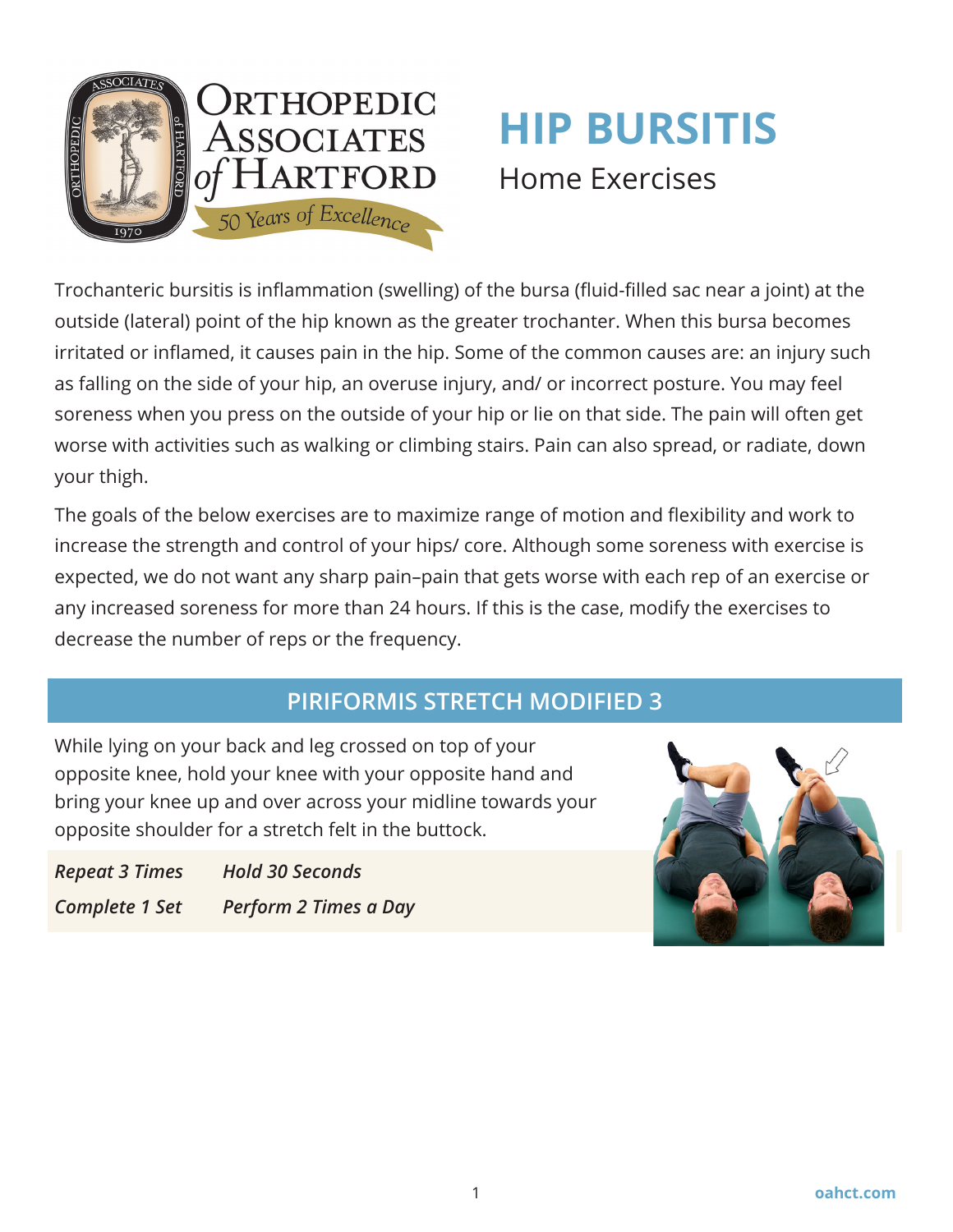# HIP BURSITIS

## Home Exercises

Trochanteric bursitis is inflammation (swelling) of the bursa (fluid-filled sac near a joint) at the outside (lateral) point of the hip known as the greater trochanter. When this bursa becomes irritated or inflamed, it causes pain in the hip. Some of the common causes are: an injury such as falling on the side of your hip, an overuse injury, and/ or incorrect posture. You may feel soreness when you press on the outside of your hip or lie on that side. The pain will often get worse with activities such as walking or climbing stairs. Pain can also spread, or radiate, down your thigh.

The goals of the below exercises are to maximize range of motion and flexibility and work to increase the strength and control of your hips/ core. Although some soreness with exercise is expected, we do not want any sharp pain–pain that gets worse with each rep of an exercise or any increased soreness for more than 24 hours. If this is the case, modify the exercises to decrease the number of reps or the frequency.

### PIRIFORMIS STRETCH MODIFIED 3

While lying on your back and leg crossed on top of your opposite knee, hold your knee with your opposite hand and bring your knee up and over across your midline towards your opposite shoulder for a stretch felt in the buttock.

| | |
|---|---|
| *Repeat 3 Times* | *Hold 30 Seconds* |
| *Complete 1 Set* | *Perform 2 Times a Day* |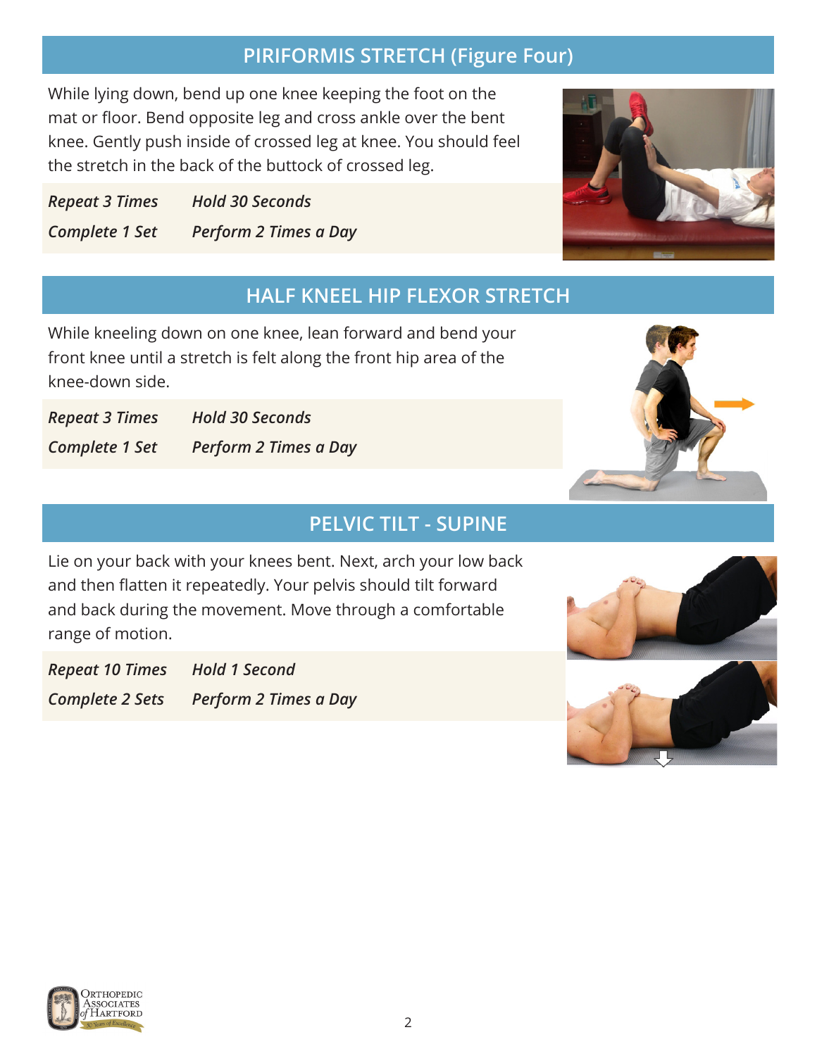## PIRIFORMIS STRETCH (Figure Four)

While lying down, bend up one knee keeping the foot on the mat or floor. Bend opposite leg and cross ankle over the bent knee. Gently push inside of crossed leg at knee. You should feel the stretch in the back of the buttock of crossed leg.

| *Repeat 3 Times* | *Hold 30 Seconds* |
|---|---|
| *Complete 1 Set* | *Perform 2 Times a Day* |

## HALF KNEEL HIP FLEXOR STRETCH

While kneeling down on one knee, lean forward and bend your front knee until a stretch is felt along the front hip area of the knee-down side.

| *Repeat 3 Times* | *Hold 30 Seconds* |
|---|---|
| *Complete 1 Set* | *Perform 2 Times a Day* |

## PELVIC TILT - SUPINE

Lie on your back with your knees bent. Next, arch your low back and then flatten it repeatedly. Your pelvis should tilt forward and back during the movement. Move through a comfortable range of motion.

| *Repeat 10 Times* | *Hold 1 Second* |
|---|---|
| *Complete 2 Sets* | *Perform 2 Times a Day* |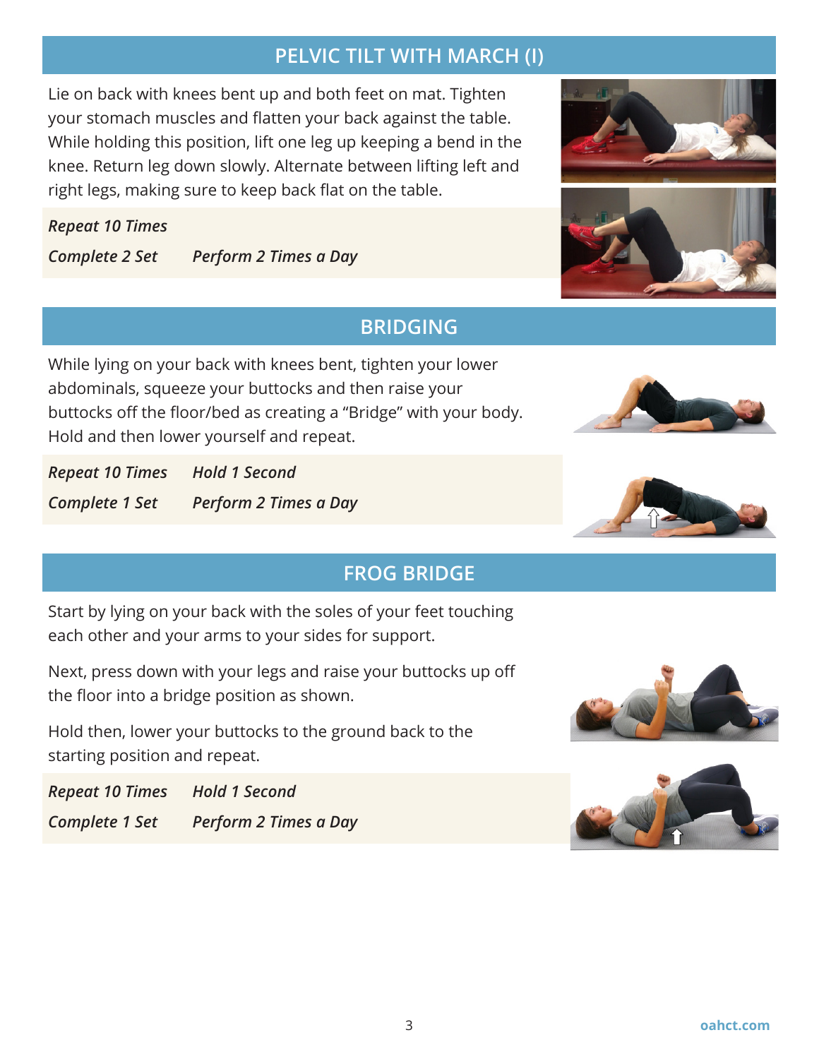## PELVIC TILT WITH MARCH (I)

Lie on back with knees bent up and both feet on mat. Tighten your stomach muscles and flatten your back against the table. While holding this position, lift one leg up keeping a bend in the knee. Return leg down slowly. Alternate between lifting left and right legs, making sure to keep back flat on the table.

*Repeat 10 Times*

*Complete 2 Set* *Perform 2 Times a Day*

## BRIDGING

While lying on your back with knees bent, tighten your lower abdominals, squeeze your buttocks and then raise your buttocks off the floor/bed as creating a "Bridge" with your body. Hold and then lower yourself and repeat.

*Repeat 10 Times* *Hold 1 Second*

*Complete 1 Set* *Perform 2 Times a Day*

## FROG BRIDGE

Start by lying on your back with the soles of your feet touching each other and your arms to your sides for support.

Next, press down with your legs and raise your buttocks up off the floor into a bridge position as shown.

Hold then, lower your buttocks to the ground back to the starting position and repeat.

*Repeat 10 Times* *Hold 1 Second*

*Complete 1 Set* *Perform 2 Times a Day*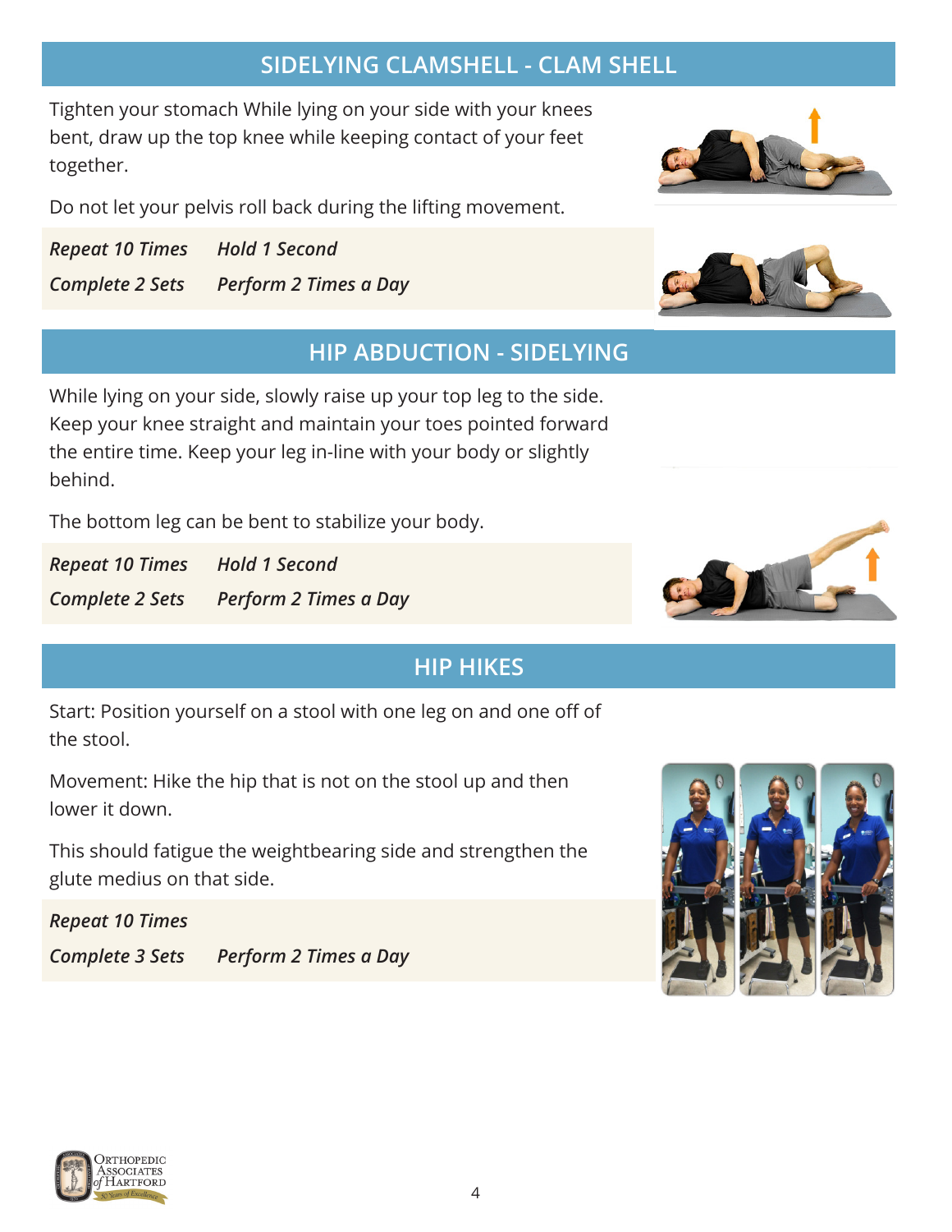## SIDELYING CLAMSHELL - CLAM SHELL

Tighten your stomach While lying on your side with your knees bent, draw up the top knee while keeping contact of your feet together.

Do not let your pelvis roll back during the lifting movement.

| | |
|---|---|
| *Repeat 10 Times* | *Hold 1 Second* |
| *Complete 2 Sets* | *Perform 2 Times a Day* |

## HIP ABDUCTION - SIDELYING

While lying on your side, slowly raise up your top leg to the side. Keep your knee straight and maintain your toes pointed forward the entire time. Keep your leg in-line with your body or slightly behind.

The bottom leg can be bent to stabilize your body.

| | |
|---|---|
| *Repeat 10 Times* | *Hold 1 Second* |
| *Complete 2 Sets* | *Perform 2 Times a Day* |

## HIP HIKES

Start: Position yourself on a stool with one leg on and one off of the stool.

Movement: Hike the hip that is not on the stool up and then lower it down.

This should fatigue the weightbearing side and strengthen the glute medius on that side.

| | |
|---|---|
| *Repeat 10 Times* | |
| *Complete 3 Sets* | *Perform 2 Times a Day* |